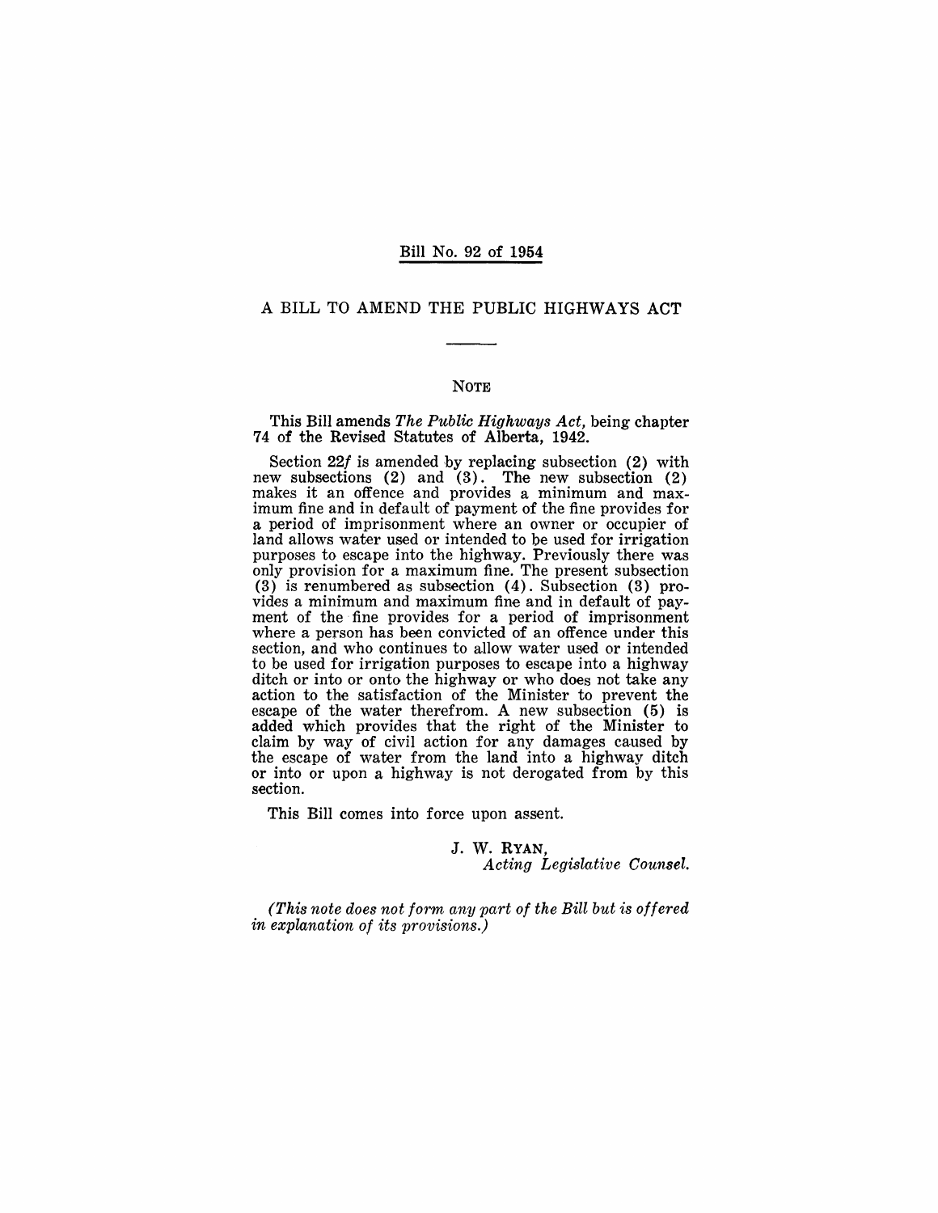Bill No. 92 of 1954

# A BILL TO AMEND THE PUBLIC HIGHWAYS ACT

## NOTE

This Bill amends *The Public Highways Act,* being chapter 74 of the Revised Statutes of Alberta, 1942.

Section 22*f* is amended by replacing subsection (2) with new subsections (2) and (3). The new subsection (2) makes it an offence and provides a minimum and maximum fine and in default of payment of the fine provides for a period of imprisonment where an owner or occupier of land allows water used or intended to be used for irrigation purposes to escape into the highway. Previously there was only provision for a maximum fine. The present subsection (3) is renumbered as subsection (4). Subsection (3) provides a minimum and maximum fine and in default of payment of the fine provides for a period of imprisonment where a person has been convicted of an offence under this section, and who continues to allow water used or intended to be used for irrigation purposes to escape into a highway ditch or into or onto the highway or who does not take any action to the satisfaction of the Minister to prevent the escape of the water therefrom. A new subsection (5) is added which provides that the right of the Minister to claim by way of civil action for any damages caused by the escape of water from the land into a highway ditch or into or upon a highway is not derogated from by this section.

This Bill comes into force upon assent.

J. W. RYAN,
*Acting Legislative Counsel.*

*(This note does not form any part of the Bill but is offered in explanation of its provisions.)*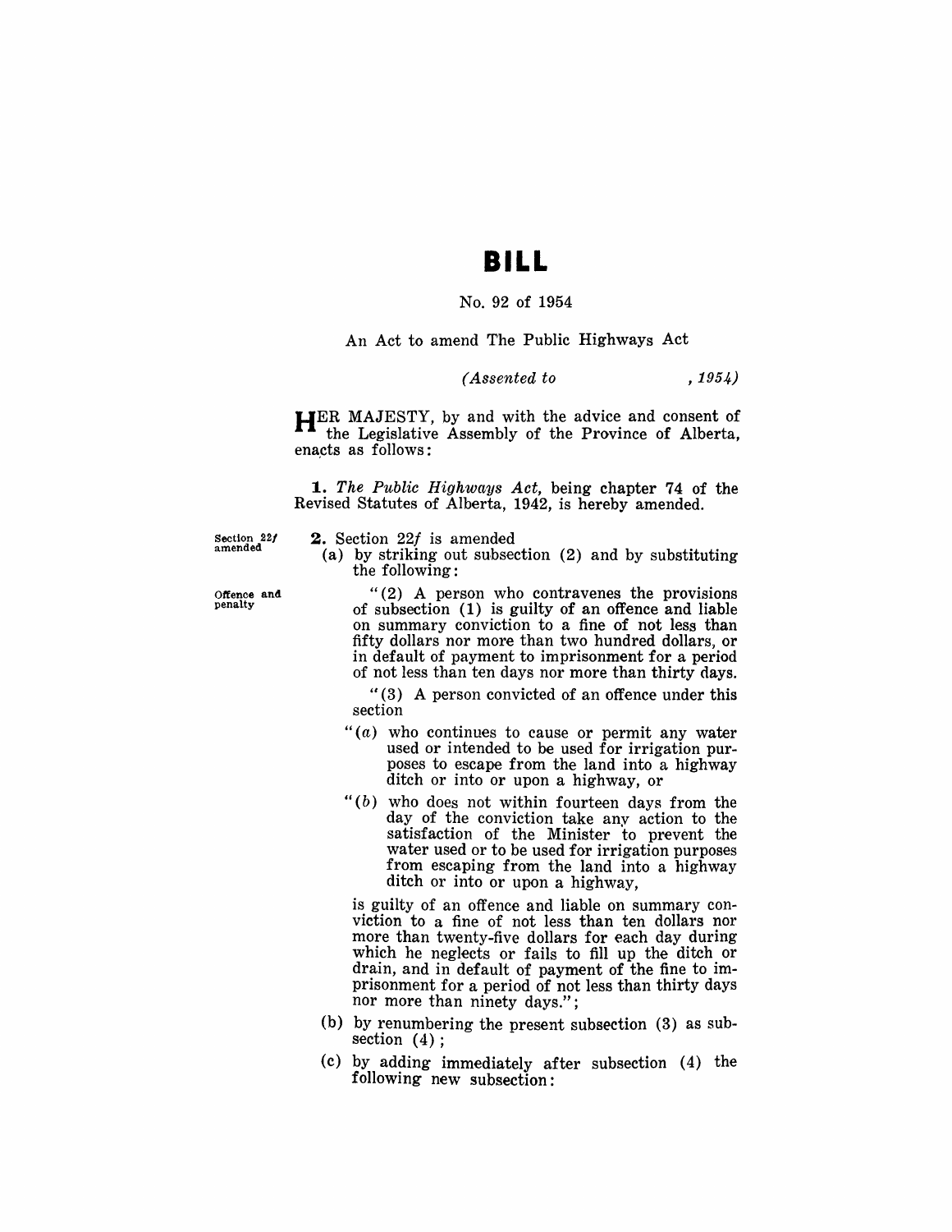# BILL

No. 92 of 1954

An Act to amend The Public Highways Act

*(Assented to , 1954)*

HER MAJESTY, by and with the advice and consent of the Legislative Assembly of the Province of Alberta, enacts as follows:

**1.** *The Public Highways Act*, being chapter 74 of the Revised Statutes of Alberta, 1942, is hereby amended.

Section 22*f* amended

**2.** Section 22*f* is amended

(a) by striking out subsection (2) and by substituting the following:

Offence and penalty

"(2) A person who contravenes the provisions of subsection (1) is guilty of an offence and liable on summary conviction to a fine of not less than fifty dollars nor more than two hundred dollars, or in default of payment to imprisonment for a period of not less than ten days nor more than thirty days.

"(3) A person convicted of an offence under this section

"(*a*) who continues to cause or permit any water used or intended to be used for irrigation purposes to escape from the land into a highway ditch or into or upon a highway, or

"(*b*) who does not within fourteen days from the day of the conviction take any action to the satisfaction of the Minister to prevent the water used or to be used for irrigation purposes from escaping from the land into a highway ditch or into or upon a highway,

is guilty of an offence and liable on summary conviction to a fine of not less than ten dollars nor more than twenty-five dollars for each day during which he neglects or fails to fill up the ditch or drain, and in default of payment of the fine to imprisonment for a period of not less than thirty days nor more than ninety days.";

(b) by renumbering the present subsection (3) as subsection (4);

(c) by adding immediately after subsection (4) the following new subsection: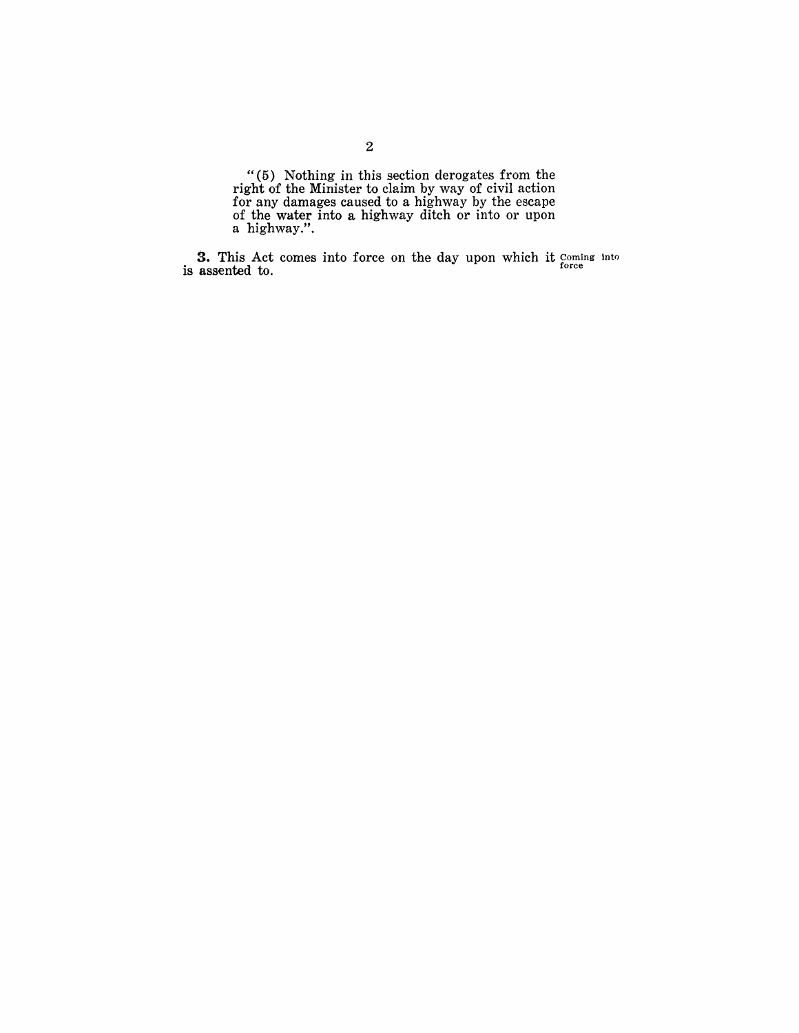"(5) Nothing in this section derogates from the right of the Minister to claim by way of civil action for any damages caused to a highway by the escape of the water into a highway ditch or into or upon a highway.".

**3.** This Act comes into force on the day upon which it is assented to. Coming into force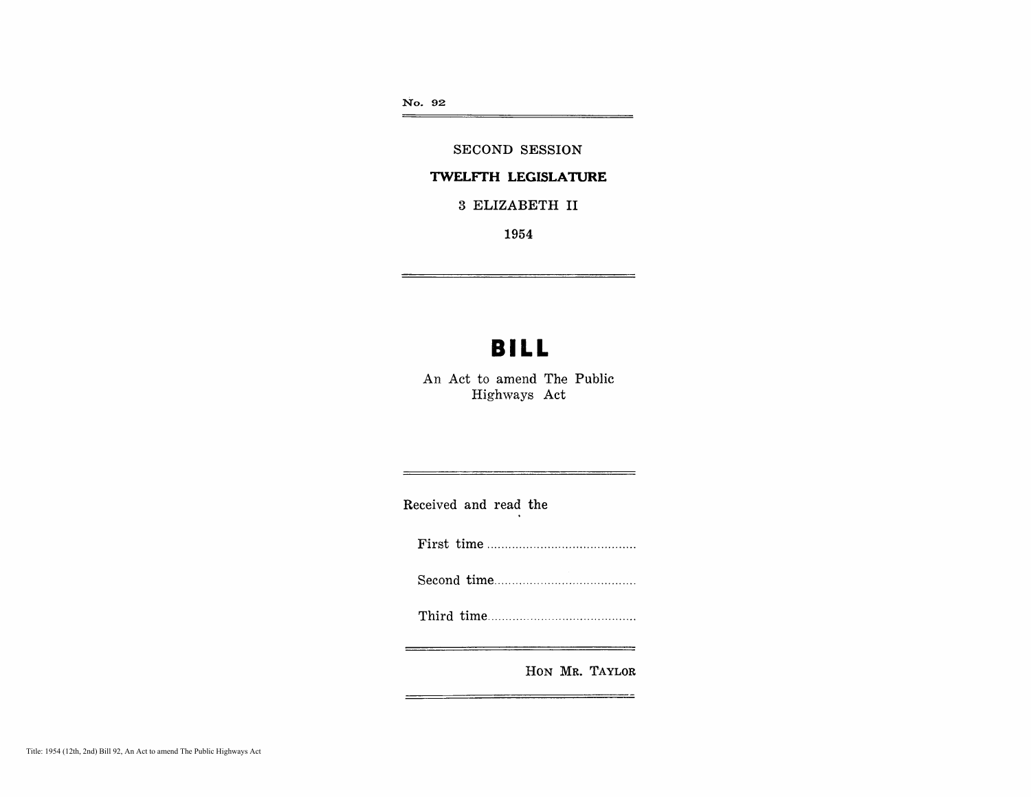No. 92

SECOND SESSION

**TWELFTH LEGISLATURE**

3 ELIZABETH II

1954

# BILL

An Act to amend The Public Highways Act

Received and read the

First time ..........................................

Second time........................................

Third time..........................................

HON MR. TAYLOR

Title: 1954 (12th, 2nd) Bill 92, An Act to amend The Public Highways Act